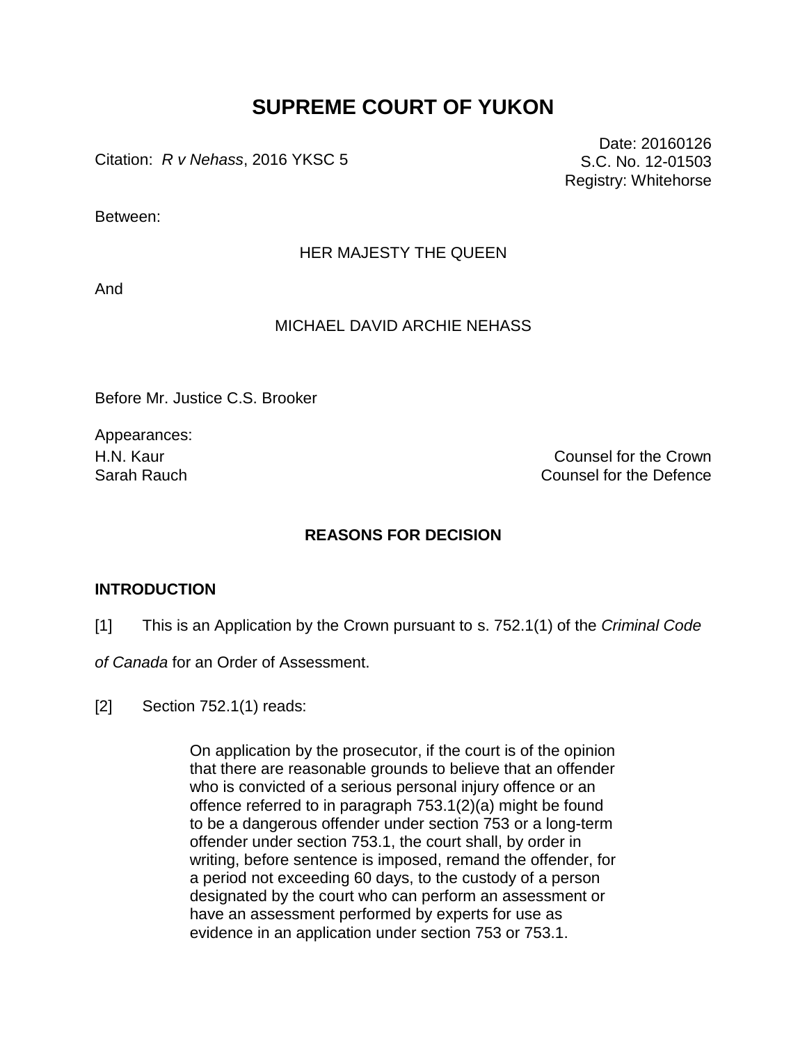# SUPREME COURT OF YUKON

Citation: *R v Nehass*, 2016 YKSC 5

Date: 20160126
S.C. No. 12-01503
Registry: Whitehorse

Between:

HER MAJESTY THE QUEEN

And

MICHAEL DAVID ARCHIE NEHASS

Before Mr. Justice C.S. Brooker

Appearances:

| | |
|---|---|
| H.N. Kaur | Counsel for the Crown |
| Sarah Rauch | Counsel for the Defence |

## REASONS FOR DECISION

### INTRODUCTION

[1] This is an Application by the Crown pursuant to s. 752.1(1) of the *Criminal Code of Canada* for an Order of Assessment.

[2] Section 752.1(1) reads:

> On application by the prosecutor, if the court is of the opinion that there are reasonable grounds to believe that an offender who is convicted of a serious personal injury offence or an offence referred to in paragraph 753.1(2)(a) might be found to be a dangerous offender under section 753 or a long-term offender under section 753.1, the court shall, by order in writing, before sentence is imposed, remand the offender, for a period not exceeding 60 days, to the custody of a person designated by the court who can perform an assessment or have an assessment performed by experts for use as evidence in an application under section 753 or 753.1.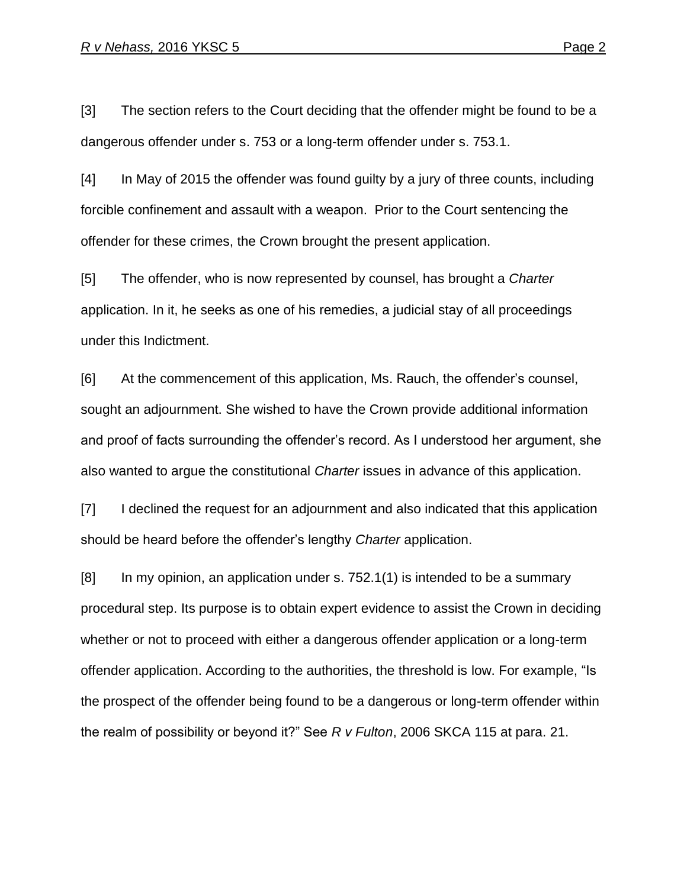[3] The section refers to the Court deciding that the offender might be found to be a dangerous offender under s. 753 or a long-term offender under s. 753.1.

[4] In May of 2015 the offender was found guilty by a jury of three counts, including forcible confinement and assault with a weapon. Prior to the Court sentencing the offender for these crimes, the Crown brought the present application.

[5] The offender, who is now represented by counsel, has brought a *Charter* application. In it, he seeks as one of his remedies, a judicial stay of all proceedings under this Indictment.

[6] At the commencement of this application, Ms. Rauch, the offender's counsel, sought an adjournment. She wished to have the Crown provide additional information and proof of facts surrounding the offender's record. As I understood her argument, she also wanted to argue the constitutional *Charter* issues in advance of this application.

[7] I declined the request for an adjournment and also indicated that this application should be heard before the offender's lengthy *Charter* application.

[8] In my opinion, an application under s. 752.1(1) is intended to be a summary procedural step. Its purpose is to obtain expert evidence to assist the Crown in deciding whether or not to proceed with either a dangerous offender application or a long-term offender application. According to the authorities, the threshold is low. For example, "Is the prospect of the offender being found to be a dangerous or long-term offender within the realm of possibility or beyond it?" See *R v Fulton*, 2006 SKCA 115 at para. 21.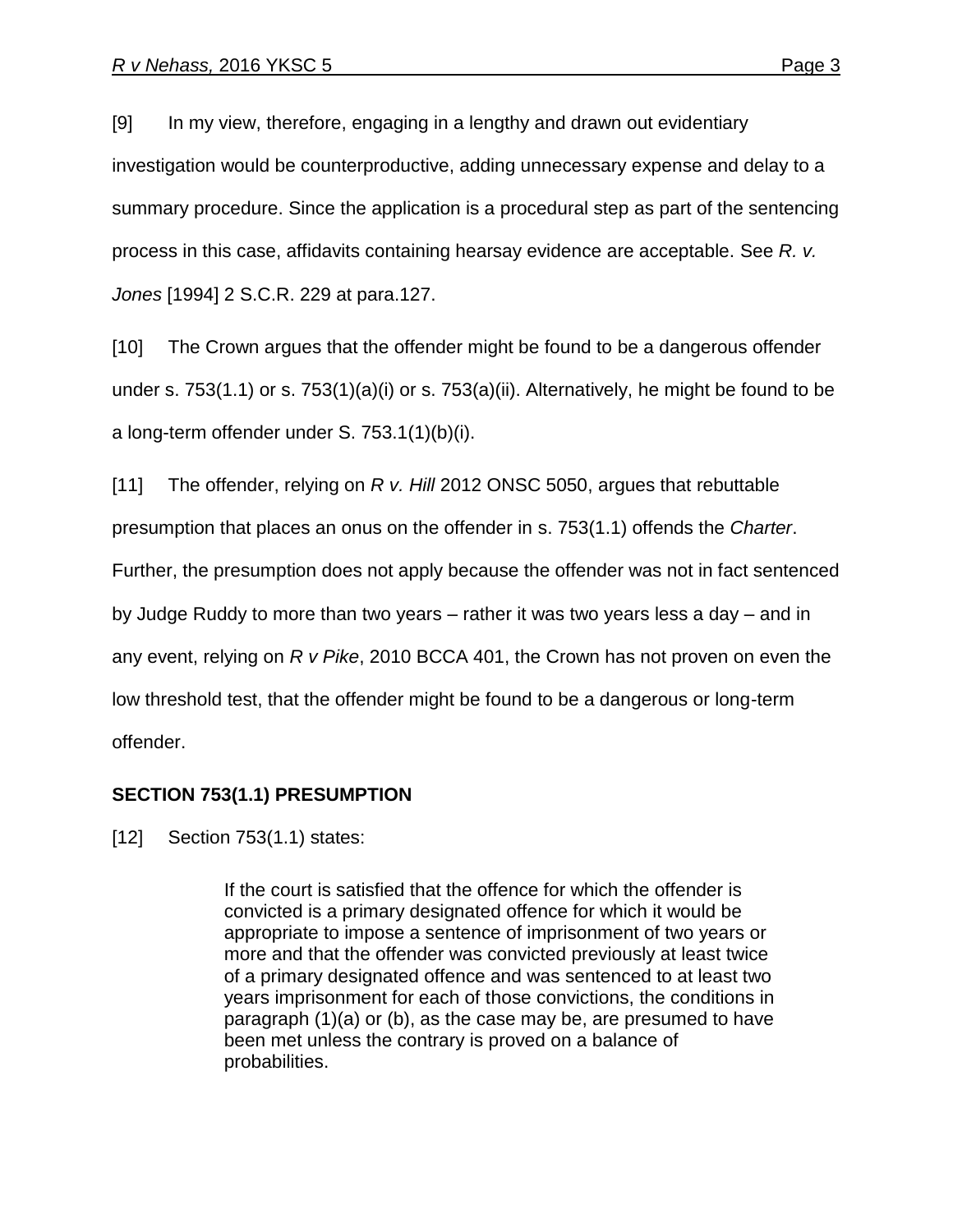[9] In my view, therefore, engaging in a lengthy and drawn out evidentiary investigation would be counterproductive, adding unnecessary expense and delay to a summary procedure. Since the application is a procedural step as part of the sentencing process in this case, affidavits containing hearsay evidence are acceptable. See *R. v. Jones* [1994] 2 S.C.R. 229 at para.127.

[10] The Crown argues that the offender might be found to be a dangerous offender under s. 753(1.1) or s. 753(1)(a)(i) or s. 753(a)(ii). Alternatively, he might be found to be a long-term offender under S. 753.1(1)(b)(i).

[11] The offender, relying on *R v. Hill* 2012 ONSC 5050, argues that rebuttable presumption that places an onus on the offender in s. 753(1.1) offends the *Charter*. Further, the presumption does not apply because the offender was not in fact sentenced by Judge Ruddy to more than two years – rather it was two years less a day – and in any event, relying on *R v Pike*, 2010 BCCA 401, the Crown has not proven on even the low threshold test, that the offender might be found to be a dangerous or long-term offender.

## SECTION 753(1.1) PRESUMPTION

[12] Section 753(1.1) states:

> If the court is satisfied that the offence for which the offender is convicted is a primary designated offence for which it would be appropriate to impose a sentence of imprisonment of two years or more and that the offender was convicted previously at least twice of a primary designated offence and was sentenced to at least two years imprisonment for each of those convictions, the conditions in paragraph (1)(a) or (b), as the case may be, are presumed to have been met unless the contrary is proved on a balance of probabilities.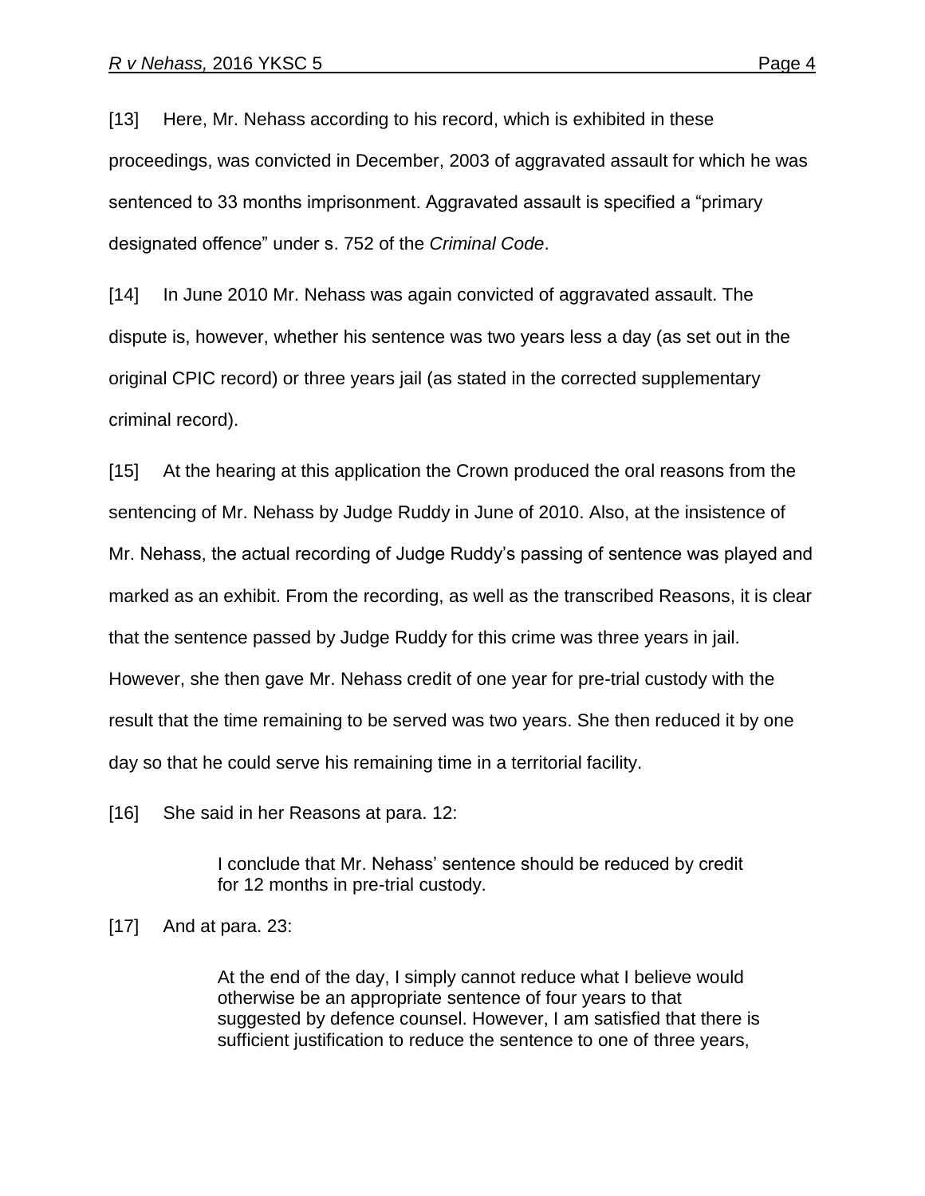[13] Here, Mr. Nehass according to his record, which is exhibited in these proceedings, was convicted in December, 2003 of aggravated assault for which he was sentenced to 33 months imprisonment. Aggravated assault is specified a "primary designated offence" under s. 752 of the *Criminal Code*.

[14] In June 2010 Mr. Nehass was again convicted of aggravated assault. The dispute is, however, whether his sentence was two years less a day (as set out in the original CPIC record) or three years jail (as stated in the corrected supplementary criminal record).

[15] At the hearing at this application the Crown produced the oral reasons from the sentencing of Mr. Nehass by Judge Ruddy in June of 2010. Also, at the insistence of Mr. Nehass, the actual recording of Judge Ruddy's passing of sentence was played and marked as an exhibit. From the recording, as well as the transcribed Reasons, it is clear that the sentence passed by Judge Ruddy for this crime was three years in jail. However, she then gave Mr. Nehass credit of one year for pre-trial custody with the result that the time remaining to be served was two years. She then reduced it by one day so that he could serve his remaining time in a territorial facility.

[16] She said in her Reasons at para. 12:

> I conclude that Mr. Nehass' sentence should be reduced by credit for 12 months in pre-trial custody.

[17] And at para. 23:

> At the end of the day, I simply cannot reduce what I believe would otherwise be an appropriate sentence of four years to that suggested by defence counsel. However, I am satisfied that there is sufficient justification to reduce the sentence to one of three years,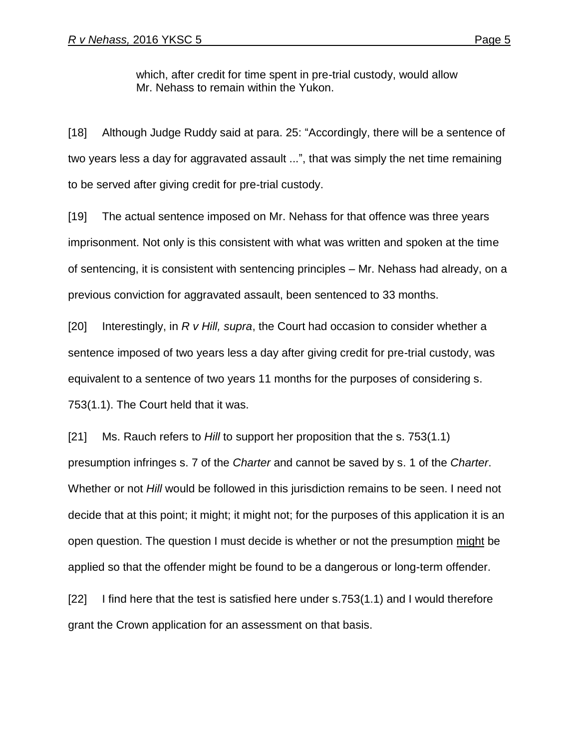which, after credit for time spent in pre-trial custody, would allow Mr. Nehass to remain within the Yukon.

[18] Although Judge Ruddy said at para. 25: "Accordingly, there will be a sentence of two years less a day for aggravated assault ...", that was simply the net time remaining to be served after giving credit for pre-trial custody.

[19] The actual sentence imposed on Mr. Nehass for that offence was three years imprisonment. Not only is this consistent with what was written and spoken at the time of sentencing, it is consistent with sentencing principles – Mr. Nehass had already, on a previous conviction for aggravated assault, been sentenced to 33 months.

[20] Interestingly, in *R v Hill, supra*, the Court had occasion to consider whether a sentence imposed of two years less a day after giving credit for pre-trial custody, was equivalent to a sentence of two years 11 months for the purposes of considering s. 753(1.1). The Court held that it was.

[21] Ms. Rauch refers to *Hill* to support her proposition that the s. 753(1.1) presumption infringes s. 7 of the *Charter* and cannot be saved by s. 1 of the *Charter*. Whether or not *Hill* would be followed in this jurisdiction remains to be seen. I need not decide that at this point; it might; it might not; for the purposes of this application it is an open question. The question I must decide is whether or not the presumption <u>might</u> be applied so that the offender might be found to be a dangerous or long-term offender.

[22] I find here that the test is satisfied here under s.753(1.1) and I would therefore grant the Crown application for an assessment on that basis.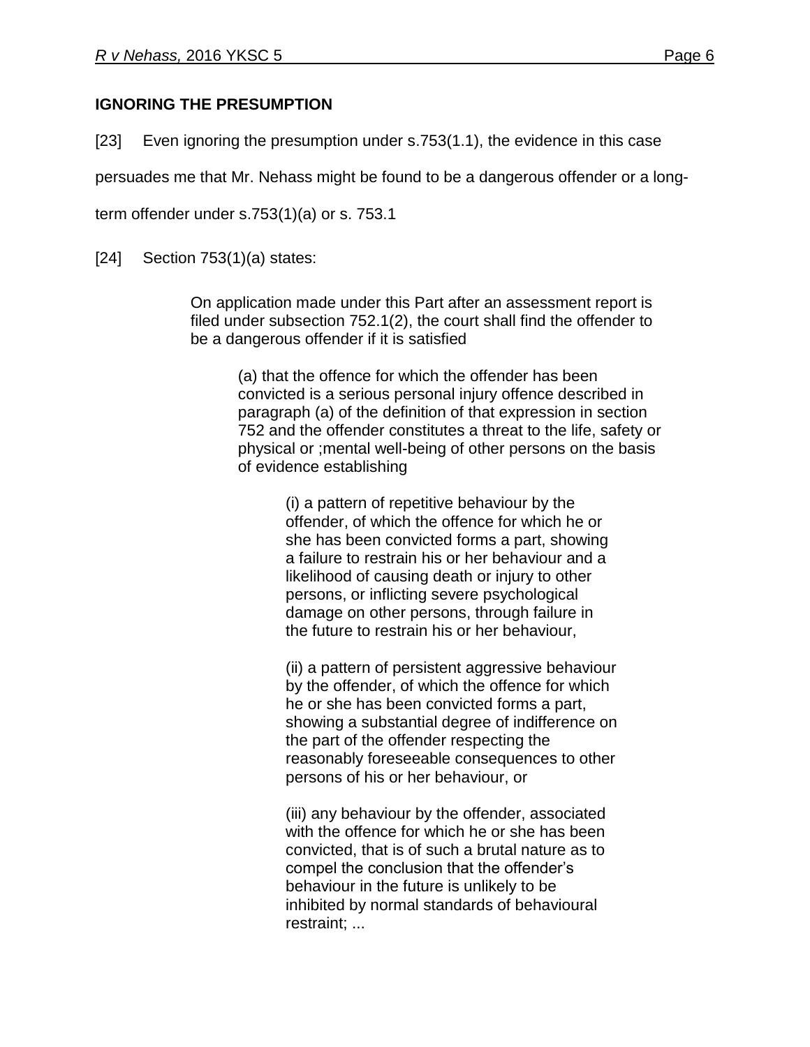## IGNORING THE PRESUMPTION

[23] Even ignoring the presumption under s.753(1.1), the evidence in this case persuades me that Mr. Nehass might be found to be a dangerous offender or a long-term offender under s.753(1)(a) or s. 753.1

[24] Section 753(1)(a) states:

> On application made under this Part after an assessment report is filed under subsection 752.1(2), the court shall find the offender to be a dangerous offender if it is satisfied
>
> > (a) that the offence for which the offender has been convicted is a serious personal injury offence described in paragraph (a) of the definition of that expression in section 752 and the offender constitutes a threat to the life, safety or physical or ;mental well-being of other persons on the basis of evidence establishing
> >
> > > (i) a pattern of repetitive behaviour by the offender, of which the offence for which he or she has been convicted forms a part, showing a failure to restrain his or her behaviour and a likelihood of causing death or injury to other persons, or inflicting severe psychological damage on other persons, through failure in the future to restrain his or her behaviour,
> > >
> > > (ii) a pattern of persistent aggressive behaviour by the offender, of which the offence for which he or she has been convicted forms a part, showing a substantial degree of indifference on the part of the offender respecting the reasonably foreseeable consequences to other persons of his or her behaviour, or
> > >
> > > (iii) any behaviour by the offender, associated with the offence for which he or she has been convicted, that is of such a brutal nature as to compel the conclusion that the offender's behaviour in the future is unlikely to be inhibited by normal standards of behavioural restraint; ...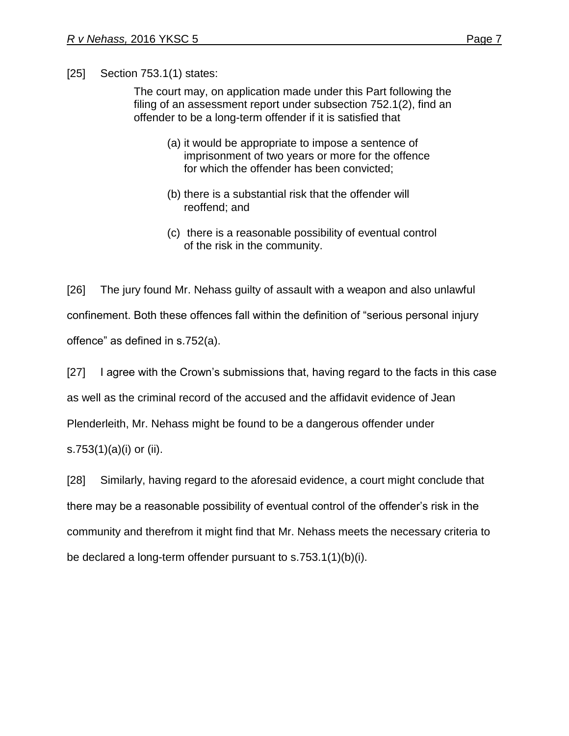[25] Section 753.1(1) states:

> The court may, on application made under this Part following the filing of an assessment report under subsection 752.1(2), find an offender to be a long-term offender if it is satisfied that
>
> (a) it would be appropriate to impose a sentence of imprisonment of two years or more for the offence for which the offender has been convicted;
>
> (b) there is a substantial risk that the offender will reoffend; and
>
> (c) there is a reasonable possibility of eventual control of the risk in the community.

[26] The jury found Mr. Nehass guilty of assault with a weapon and also unlawful confinement. Both these offences fall within the definition of "serious personal injury offence" as defined in s.752(a).

[27] I agree with the Crown's submissions that, having regard to the facts in this case as well as the criminal record of the accused and the affidavit evidence of Jean Plenderleith, Mr. Nehass might be found to be a dangerous offender under s.753(1)(a)(i) or (ii).

[28] Similarly, having regard to the aforesaid evidence, a court might conclude that there may be a reasonable possibility of eventual control of the offender's risk in the community and therefrom it might find that Mr. Nehass meets the necessary criteria to be declared a long-term offender pursuant to s.753.1(1)(b)(i).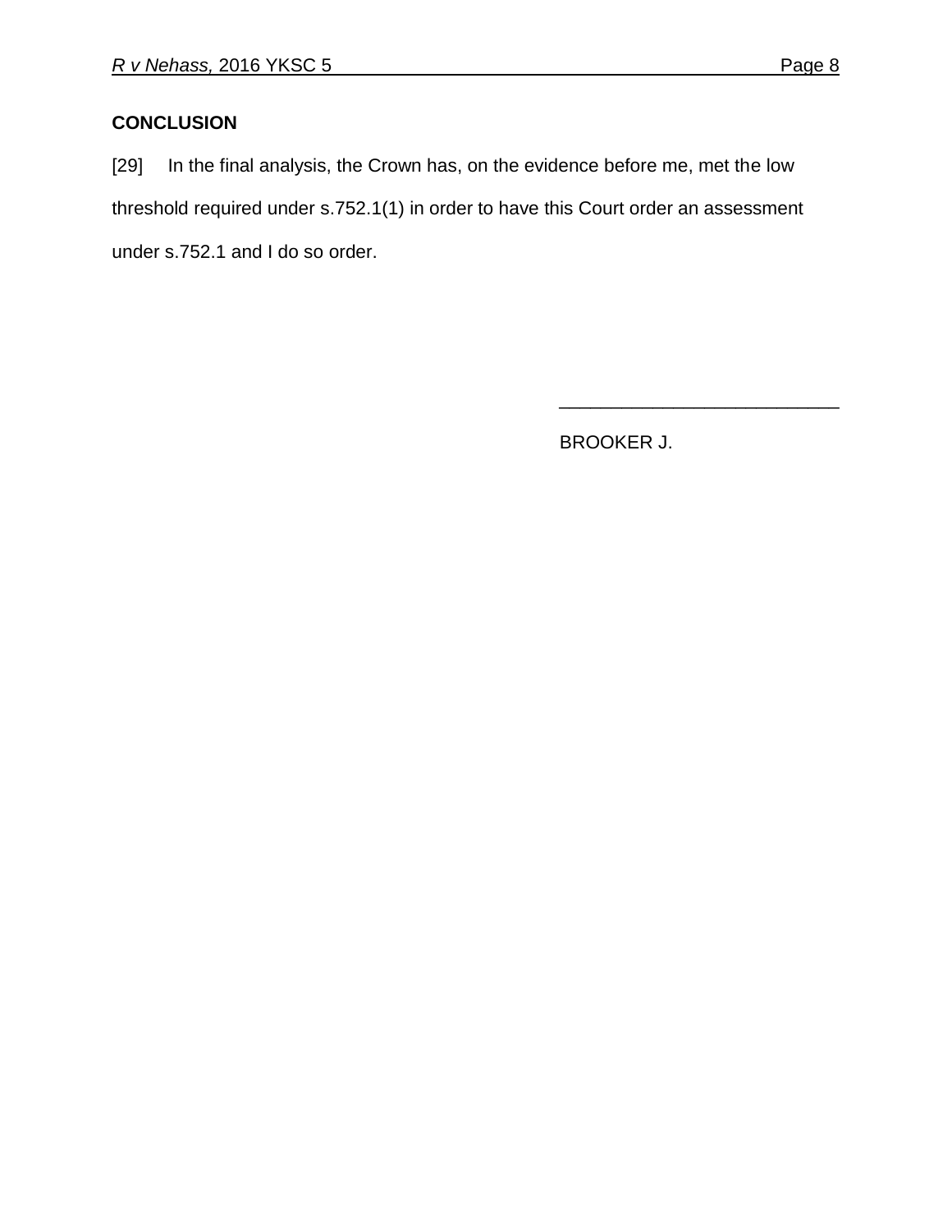**CONCLUSION**

[29] In the final analysis, the Crown has, on the evidence before me, met the low threshold required under s.752.1(1) in order to have this Court order an assessment under s.752.1 and I do so order.

___________________________

BROOKER J.